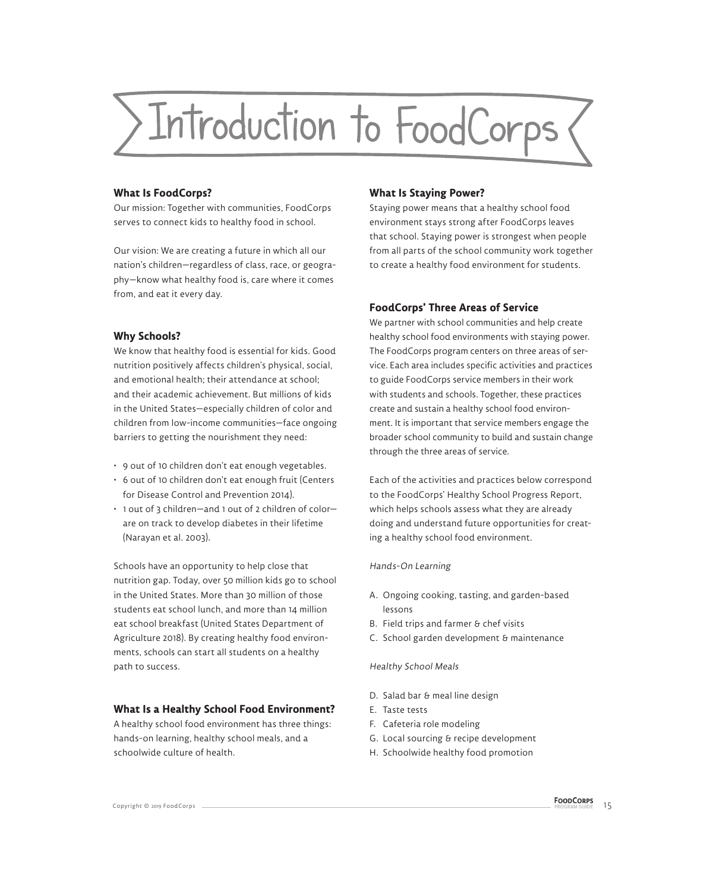# Introduction to FoodCorps

### What Is FoodCorps?

Our mission: Together with communities, FoodCorps serves to connect kids to healthy food in school.

Our vision: We are creating a future in which all our nation's children—regardless of class, race, or geography—know what healthy food is, care where it comes from, and eat it every day.

### Why Schools?

We know that healthy food is essential for kids. Good nutrition positively affects children's physical, social, and emotional health; their attendance at school; and their academic achievement. But millions of kids in the United States—especially children of color and children from low-income communities—face ongoing barriers to getting the nourishment they need:

- 9 out of 10 children don't eat enough vegetables.
- 6 out of 10 children don't eat enough fruit (Centers for Disease Control and Prevention 2014).
- 1 out of 3 children—and 1 out of 2 children of color—are on track to develop diabetes in their lifetime (Narayan et al. 2003).

Schools have an opportunity to help close that nutrition gap. Today, over 50 million kids go to school in the United States. More than 30 million of those students eat school lunch, and more than 14 million eat school breakfast (United States Department of Agriculture 2018). By creating healthy food environments, schools can start all students on a healthy path to success.

### What Is a Healthy School Food Environment?

A healthy school food environment has three things: hands-on learning, healthy school meals, and a schoolwide culture of health.

### What Is Staying Power?

Staying power means that a healthy school food environment stays strong after FoodCorps leaves that school. Staying power is strongest when people from all parts of the school community work together to create a healthy food environment for students.

### FoodCorps' Three Areas of Service

We partner with school communities and help create healthy school food environments with staying power. The FoodCorps program centers on three areas of service. Each area includes specific activities and practices to guide FoodCorps service members in their work with students and schools. Together, these practices create and sustain a healthy school food environment. It is important that service members engage the broader school community to build and sustain change through the three areas of service.

Each of the activities and practices below correspond to the FoodCorps' Healthy School Progress Report, which helps schools assess what they are already doing and understand future opportunities for creating a healthy school food environment.

*Hands-On Learning*

A. Ongoing cooking, tasting, and garden-based lessons
B. Field trips and farmer & chef visits
C. School garden development & maintenance

*Healthy School Meals*

D. Salad bar & meal line design
E. Taste tests
F. Cafeteria role modeling
G. Local sourcing & recipe development
H. Schoolwide healthy food promotion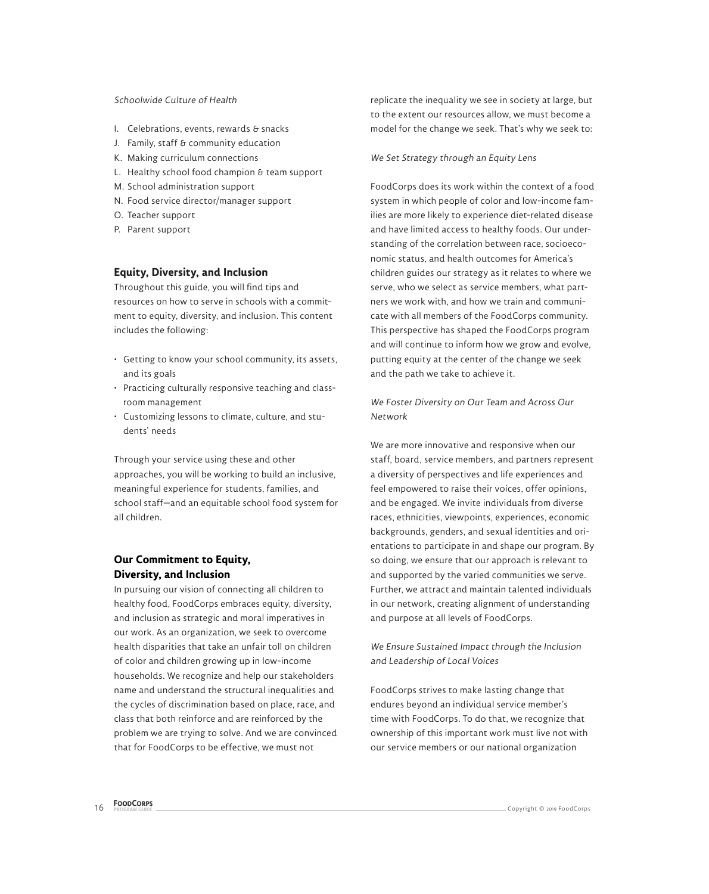*Schoolwide Culture of Health*

I. Celebrations, events, rewards & snacks
J. Family, staff & community education
K. Making curriculum connections
L. Healthy school food champion & team support
M. School administration support
N. Food service director/manager support
O. Teacher support
P. Parent support

### Equity, Diversity, and Inclusion

Throughout this guide, you will find tips and resources on how to serve in schools with a commitment to equity, diversity, and inclusion. This content includes the following:

- Getting to know your school community, its assets, and its goals
- Practicing culturally responsive teaching and classroom management
- Customizing lessons to climate, culture, and students' needs

Through your service using these and other approaches, you will be working to build an inclusive, meaningful experience for students, families, and school staff—and an equitable school food system for all children.

### Our Commitment to Equity, Diversity, and Inclusion

In pursuing our vision of connecting all children to healthy food, FoodCorps embraces equity, diversity, and inclusion as strategic and moral imperatives in our work. As an organization, we seek to overcome health disparities that take an unfair toll on children of color and children growing up in low-income households. We recognize and help our stakeholders name and understand the structural inequalities and the cycles of discrimination based on place, race, and class that both reinforce and are reinforced by the problem we are trying to solve. And we are convinced that for FoodCorps to be effective, we must not replicate the inequality we see in society at large, but to the extent our resources allow, we must become a model for the change we seek. That's why we seek to:

*We Set Strategy through an Equity Lens*

FoodCorps does its work within the context of a food system in which people of color and low-income families are more likely to experience diet-related disease and have limited access to healthy foods. Our understanding of the correlation between race, socioeconomic status, and health outcomes for America's children guides our strategy as it relates to where we serve, who we select as service members, what partners we work with, and how we train and communicate with all members of the FoodCorps community. This perspective has shaped the FoodCorps program and will continue to inform how we grow and evolve, putting equity at the center of the change we seek and the path we take to achieve it.

*We Foster Diversity on Our Team and Across Our Network*

We are more innovative and responsive when our staff, board, service members, and partners represent a diversity of perspectives and life experiences and feel empowered to raise their voices, offer opinions, and be engaged. We invite individuals from diverse races, ethnicities, viewpoints, experiences, economic backgrounds, genders, and sexual identities and orientations to participate in and shape our program. By so doing, we ensure that our approach is relevant to and supported by the varied communities we serve. Further, we attract and maintain talented individuals in our network, creating alignment of understanding and purpose at all levels of FoodCorps.

*We Ensure Sustained Impact through the Inclusion and Leadership of Local Voices*

FoodCorps strives to make lasting change that endures beyond an individual service member's time with FoodCorps. To do that, we recognize that ownership of this important work must live not with our service members or our national organization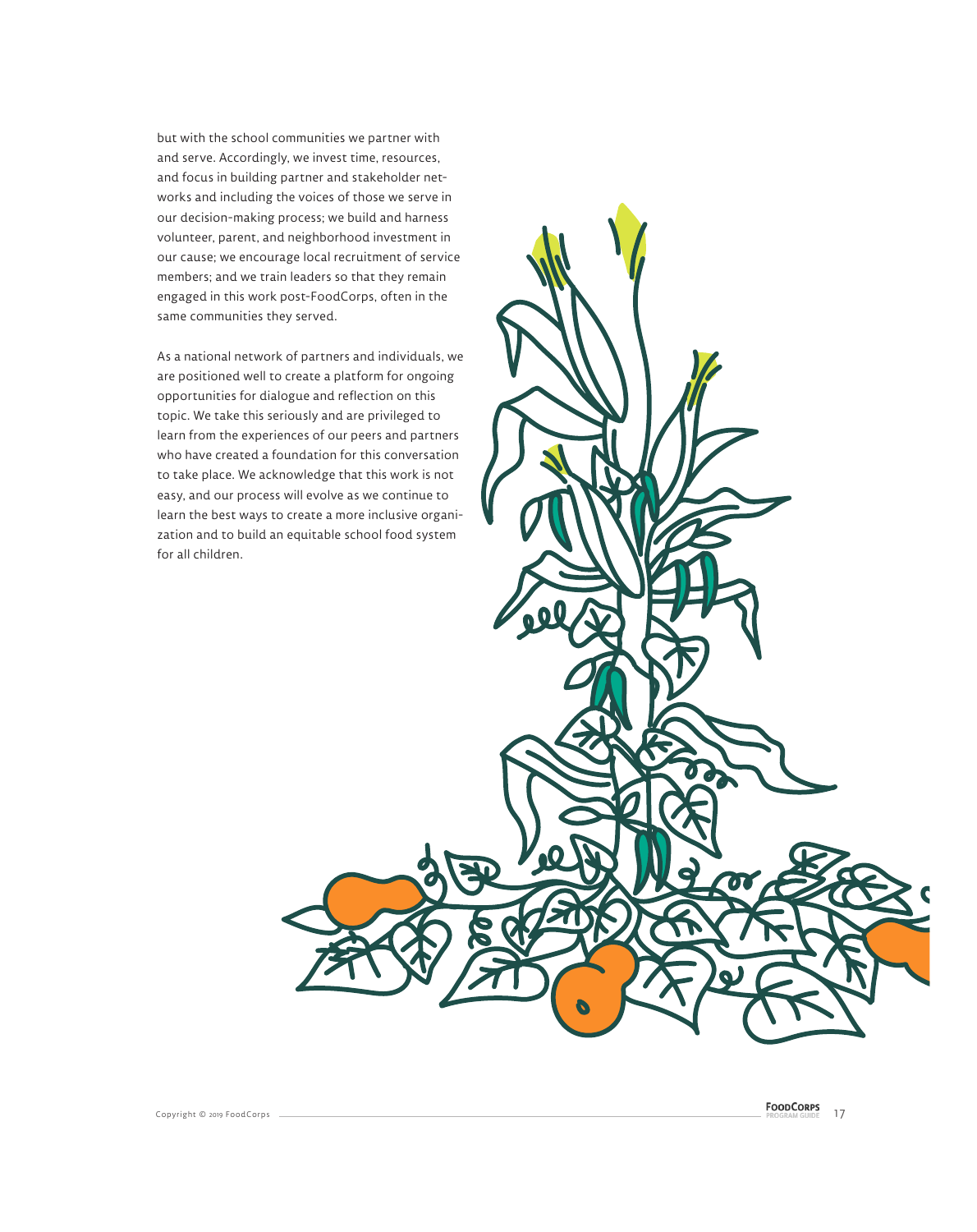but with the school communities we partner with and serve. Accordingly, we invest time, resources, and focus in building partner and stakeholder networks and including the voices of those we serve in our decision-making process; we build and harness volunteer, parent, and neighborhood investment in our cause; we encourage local recruitment of service members; and we train leaders so that they remain engaged in this work post-FoodCorps, often in the same communities they served.

As a national network of partners and individuals, we are positioned well to create a platform for ongoing opportunities for dialogue and reflection on this topic. We take this seriously and are privileged to learn from the experiences of our peers and partners who have created a foundation for this conversation to take place. We acknowledge that this work is not easy, and our process will evolve as we continue to learn the best ways to create a more inclusive organization and to build an equitable school food system for all children.